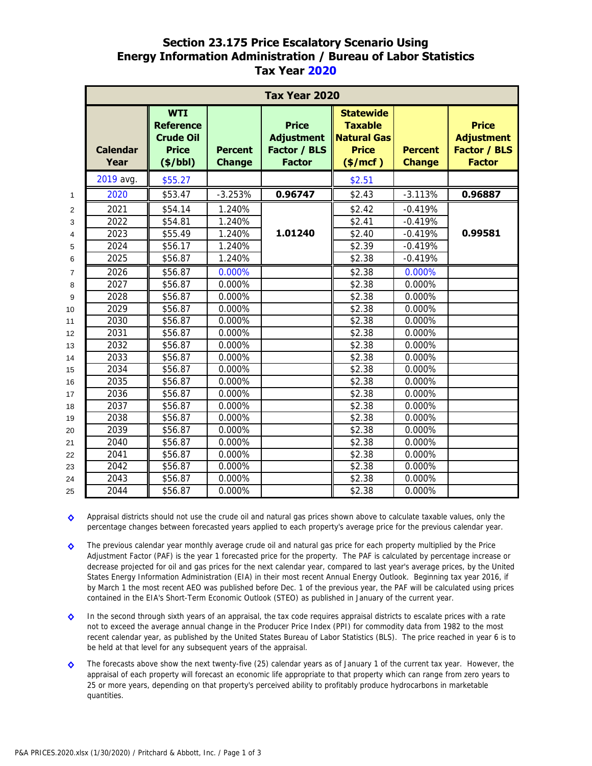# Section 23.175 Price Escalatory Scenario Using Energy Information Administration / Bureau of Labor Statistics Tax Year 2020

| | Tax Year 2020 | | | | | | |
|---|---|---|---|---|---|---|---|
| | **Calendar Year** | **WTI Reference Crude Oil Price ($/bbl)** | **Percent Change** | **Price Adjustment Factor / BLS Factor** | **Statewide Taxable Natural Gas Price ($/mcf )** | **Percent Change** | **Price Adjustment Factor / BLS Factor** |
| | 2019 avg. | $55.27 | | | $2.51 | | |
| 1 | 2020 | $53.47 | -3.253% | **0.96747** | $2.43 | -3.113% | **0.96887** |
| 2 | 2021 | $54.14 | 1.240% | **1.01240** | $2.42 | -0.419% | **0.99581** |
| 3 | 2022 | $54.81 | 1.240% | | $2.41 | -0.419% | |
| 4 | 2023 | $55.49 | 1.240% | | $2.40 | -0.419% | |
| 5 | 2024 | $56.17 | 1.240% | | $2.39 | -0.419% | |
| 6 | 2025 | $56.87 | 1.240% | | $2.38 | -0.419% | |
| 7 | 2026 | $56.87 | 0.000% | | $2.38 | 0.000% | |
| 8 | 2027 | $56.87 | 0.000% | | $2.38 | 0.000% | |
| 9 | 2028 | $56.87 | 0.000% | | $2.38 | 0.000% | |
| 10 | 2029 | $56.87 | 0.000% | | $2.38 | 0.000% | |
| 11 | 2030 | $56.87 | 0.000% | | $2.38 | 0.000% | |
| 12 | 2031 | $56.87 | 0.000% | | $2.38 | 0.000% | |
| 13 | 2032 | $56.87 | 0.000% | | $2.38 | 0.000% | |
| 14 | 2033 | $56.87 | 0.000% | | $2.38 | 0.000% | |
| 15 | 2034 | $56.87 | 0.000% | | $2.38 | 0.000% | |
| 16 | 2035 | $56.87 | 0.000% | | $2.38 | 0.000% | |
| 17 | 2036 | $56.87 | 0.000% | | $2.38 | 0.000% | |
| 18 | 2037 | $56.87 | 0.000% | | $2.38 | 0.000% | |
| 19 | 2038 | $56.87 | 0.000% | | $2.38 | 0.000% | |
| 20 | 2039 | $56.87 | 0.000% | | $2.38 | 0.000% | |
| 21 | 2040 | $56.87 | 0.000% | | $2.38 | 0.000% | |
| 22 | 2041 | $56.87 | 0.000% | | $2.38 | 0.000% | |
| 23 | 2042 | $56.87 | 0.000% | | $2.38 | 0.000% | |
| 24 | 2043 | $56.87 | 0.000% | | $2.38 | 0.000% | |
| 25 | 2044 | $56.87 | 0.000% | | $2.38 | 0.000% | |

- Appraisal districts should not use the crude oil and natural gas prices shown above to calculate taxable values, only the percentage changes between forecasted years applied to each property's average price for the previous calendar year.

- The previous calendar year monthly average crude oil and natural gas price for each property multiplied by the Price Adjustment Factor (PAF) is the year 1 forecasted price for the property. The PAF is calculated by percentage increase or decrease projected for oil and gas prices for the next calendar year, compared to last year's average prices, by the United States Energy Information Administration (EIA) in their most recent Annual Energy Outlook. Beginning tax year 2016, if by March 1 the most recent AEO was published before Dec. 1 of the previous year, the PAF will be calculated using prices contained in the EIA's Short-Term Economic Outlook (STEO) as published in January of the current year.

- In the second through sixth years of an appraisal, the tax code requires appraisal districts to escalate prices with a rate not to exceed the average annual change in the Producer Price Index (PPI) for commodity data from 1982 to the most recent calendar year, as published by the United States Bureau of Labor Statistics (BLS). The price reached in year 6 is to be held at that level for any subsequent years of the appraisal.

- The forecasts above show the next twenty-five (25) calendar years as of January 1 of the current tax year. However, the appraisal of each property will forecast an economic life appropriate to that property which can range from zero years to 25 or more years, depending on that property's perceived ability to profitably produce hydrocarbons in marketable quantities.

P&A PRICES.2020.xlsx (1/30/2020) / Pritchard & Abbott, Inc.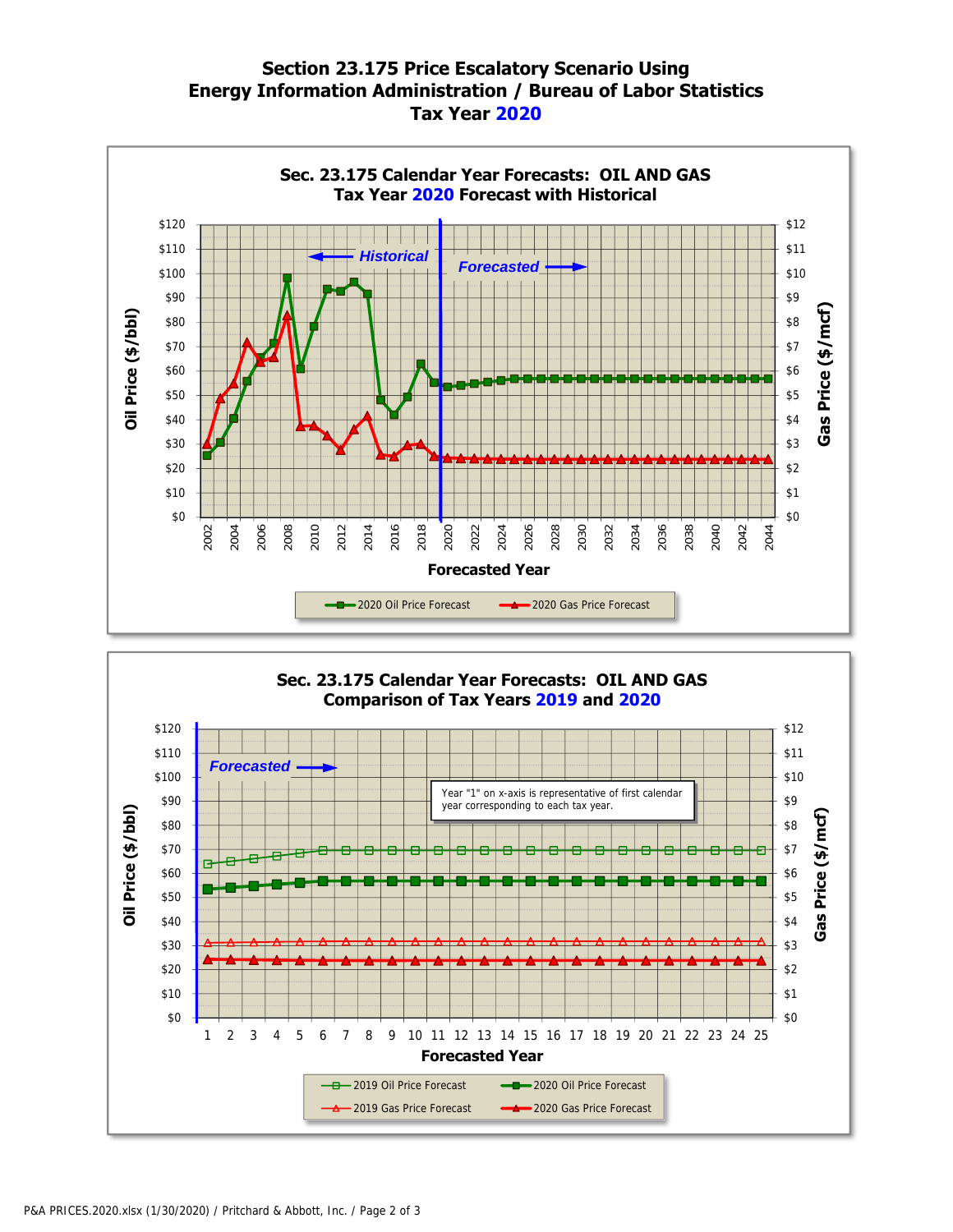# Section 23.175 Price Escalatory Scenario Using Energy Information Administration / Bureau of Labor Statistics Tax Year 2020

## Sec. 23.175 Calendar Year Forecasts: OIL AND GAS Tax Year 2020 Forecast with Historical

← Historical | Forecasted →

Oil Price ($/bbl): $0, $10, $20, $30, $40, $50, $60, $70, $80, $90, $100, $110, $120

Gas Price ($/mcf): $0, $1, $2, $3, $4, $5, $6, $7, $8, $9, $10, $11, $12

Forecasted Year: 2002, 2004, 2006, 2008, 2010, 2012, 2014, 2016, 2018, 2020, 2022, 2024, 2026, 2028, 2030, 2032, 2034, 2036, 2038, 2040, 2042, 2044

Legend: 2020 Oil Price Forecast; 2020 Gas Price Forecast

## Sec. 23.175 Calendar Year Forecasts: OIL AND GAS Comparison of Tax Years 2019 and 2020

Forecasted →

Year "1" on x-axis is representative of first calendar year corresponding to each tax year.

Oil Price ($/bbl): $0, $10, $20, $30, $40, $50, $60, $70, $80, $90, $100, $110, $120

Gas Price ($/mcf): $0, $1, $2, $3, $4, $5, $6, $7, $8, $9, $10, $11, $12

Forecasted Year: 1, 2, 3, 4, 5, 6, 7, 8, 9, 10, 11, 12, 13, 14, 15, 16, 17, 18, 19, 20, 21, 22, 23, 24, 25

Legend: 2019 Oil Price Forecast; 2020 Oil Price Forecast; 2019 Gas Price Forecast; 2020 Gas Price Forecast

P&A PRICES.2020.xlsx (1/30/2020) / Pritchard & Abbott, Inc.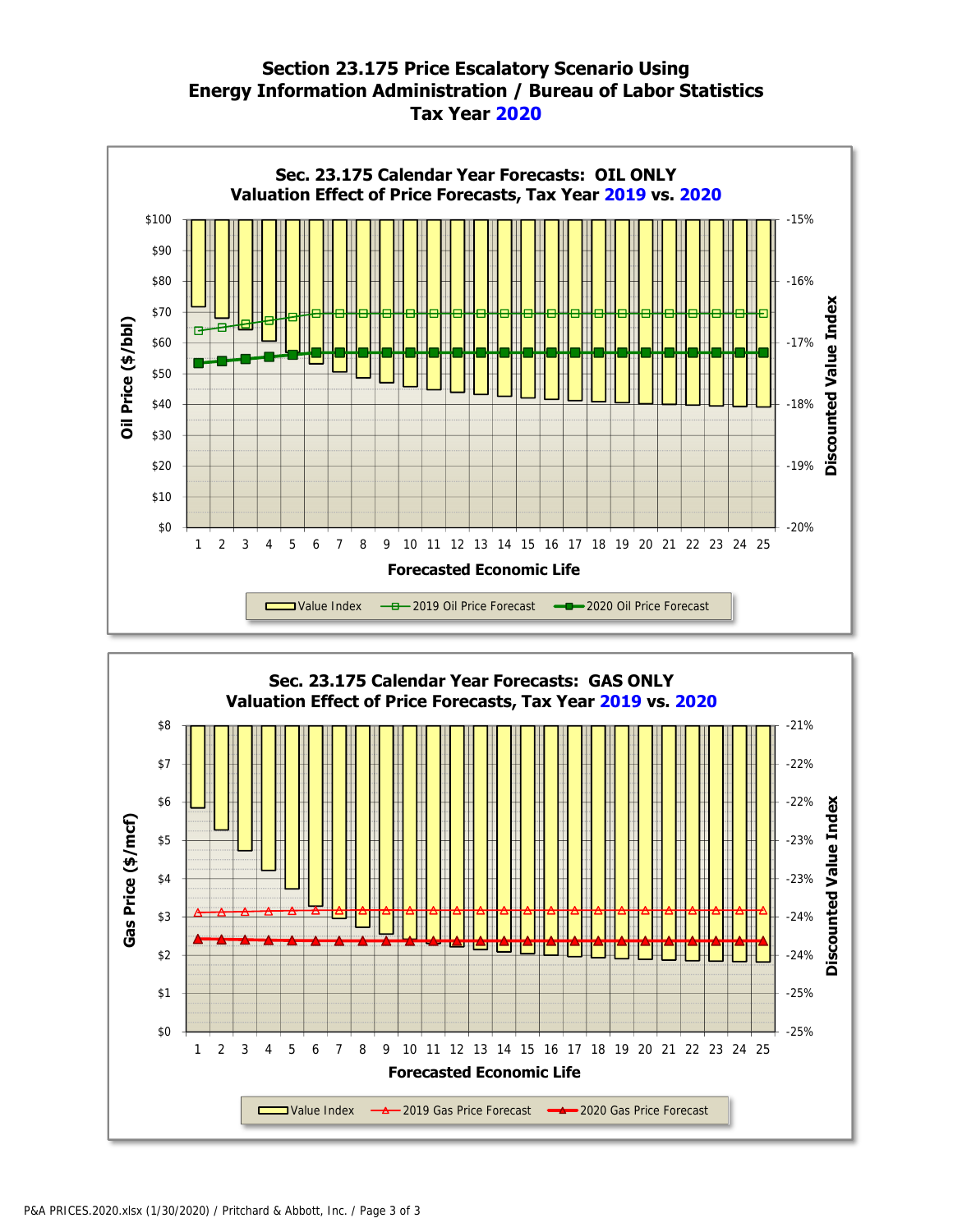# Section 23.175 Price Escalatory Scenario Using Energy Information Administration / Bureau of Labor Statistics Tax Year 2020

**Sec. 23.175 Calendar Year Forecasts: OIL ONLY**
**Valuation Effect of Price Forecasts, Tax Year 2019 vs. 2020**

Oil Price ($/bbl)

$100
$90
$80
$70
$60
$50
$40
$30
$20
$10
$0

Discounted Value Index

-15%
-16%
-17%
-18%
-19%
-20%

1 2 3 4 5 6 7 8 9 10 11 12 13 14 15 16 17 18 19 20 21 22 23 24 25

Forecasted Economic Life

Value Index | 2019 Oil Price Forecast | 2020 Oil Price Forecast

**Sec. 23.175 Calendar Year Forecasts: GAS ONLY**
**Valuation Effect of Price Forecasts, Tax Year 2019 vs. 2020**

Gas Price ($/mcf)

$8
$7
$6
$5
$4
$3
$2
$1
$0

Discounted Value Index

-21%
-22%
-22%
-23%
-23%
-24%
-24%
-25%
-25%

1 2 3 4 5 6 7 8 9 10 11 12 13 14 15 16 17 18 19 20 21 22 23 24 25

Forecasted Economic Life

Value Index | 2019 Gas Price Forecast | 2020 Gas Price Forecast

P&A PRICES.2020.xlsx (1/30/2020) / Pritchard & Abbott, Inc.